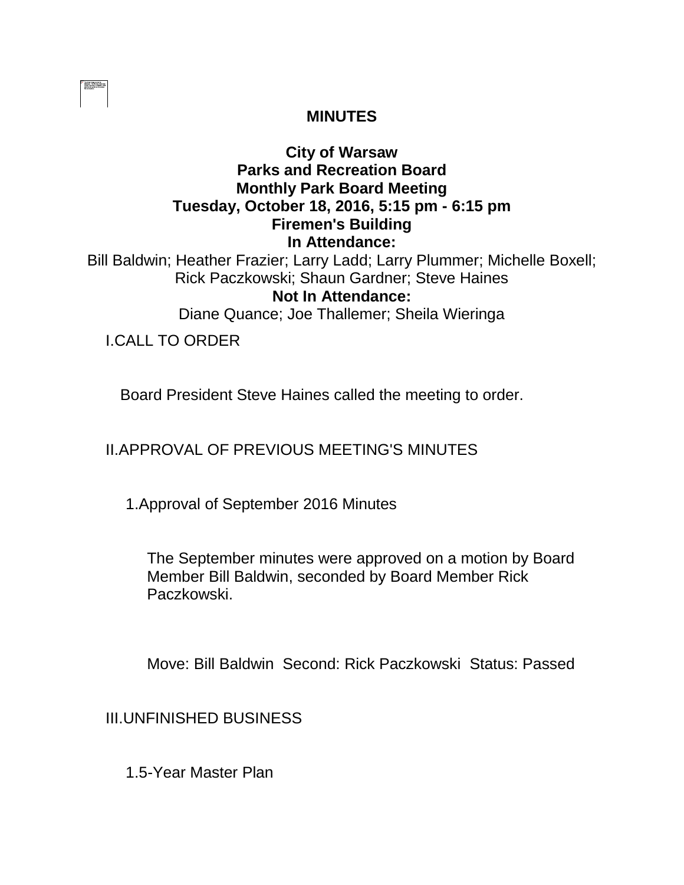# MINUTES

## City of Warsaw
## Parks and Recreation Board
## Monthly Park Board Meeting
## Tuesday, October 18, 2016, 5:15 pm - 6:15 pm
## Firemen's Building

**In Attendance:**

Bill Baldwin; Heather Frazier; Larry Ladd; Larry Plummer; Michelle Boxell; Rick Paczkowski; Shaun Gardner; Steve Haines

**Not In Attendance:**

Diane Quance; Joe Thallemer; Sheila Wieringa

I. CALL TO ORDER

Board President Steve Haines called the meeting to order.

II. APPROVAL OF PREVIOUS MEETING'S MINUTES

1. Approval of September 2016 Minutes

The September minutes were approved on a motion by Board Member Bill Baldwin, seconded by Board Member Rick Paczkowski.

Move: Bill Baldwin  Second: Rick Paczkowski  Status: Passed

III. UNFINISHED BUSINESS

1. 5-Year Master Plan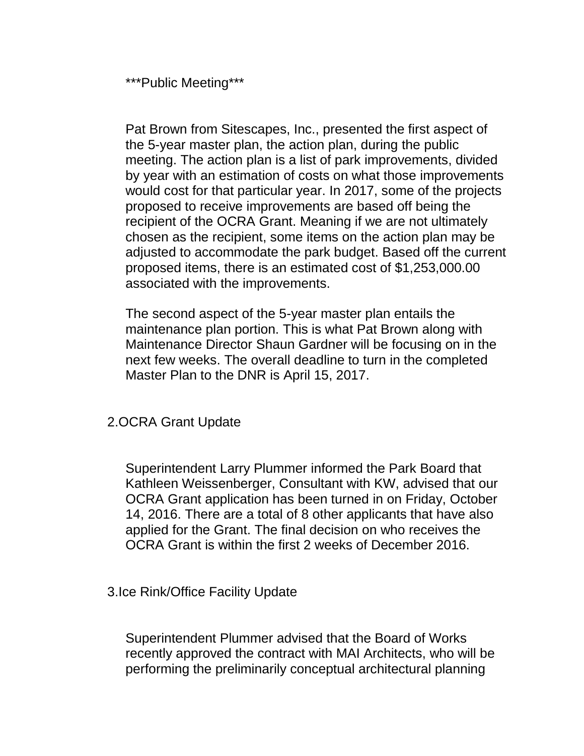***Public Meeting***

Pat Brown from Sitescapes, Inc., presented the first aspect of the 5-year master plan, the action plan, during the public meeting. The action plan is a list of park improvements, divided by year with an estimation of costs on what those improvements would cost for that particular year. In 2017, some of the projects proposed to receive improvements are based off being the recipient of the OCRA Grant. Meaning if we are not ultimately chosen as the recipient, some items on the action plan may be adjusted to accommodate the park budget. Based off the current proposed items, there is an estimated cost of $1,253,000.00 associated with the improvements.

The second aspect of the 5-year master plan entails the maintenance plan portion. This is what Pat Brown along with Maintenance Director Shaun Gardner will be focusing on in the next few weeks. The overall deadline to turn in the completed Master Plan to the DNR is April 15, 2017.

2.OCRA Grant Update

Superintendent Larry Plummer informed the Park Board that Kathleen Weissenberger, Consultant with KW, advised that our OCRA Grant application has been turned in on Friday, October 14, 2016. There are a total of 8 other applicants that have also applied for the Grant. The final decision on who receives the OCRA Grant is within the first 2 weeks of December 2016.

3.Ice Rink/Office Facility Update

Superintendent Plummer advised that the Board of Works recently approved the contract with MAI Architects, who will be performing the preliminarily conceptual architectural planning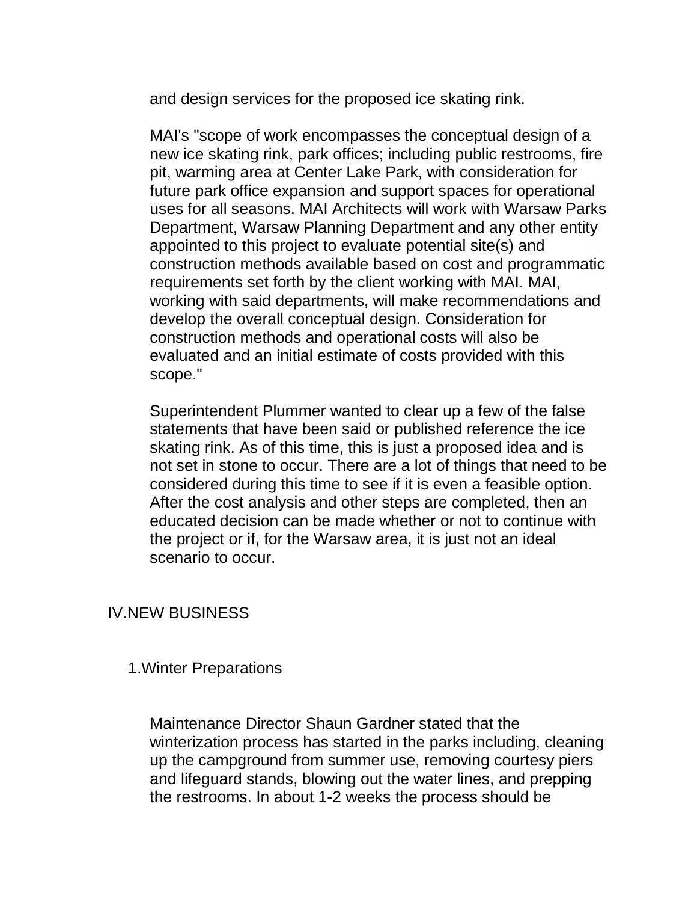and design services for the proposed ice skating rink.

MAI's "scope of work encompasses the conceptual design of a new ice skating rink, park offices; including public restrooms, fire pit, warming area at Center Lake Park, with consideration for future park office expansion and support spaces for operational uses for all seasons. MAI Architects will work with Warsaw Parks Department, Warsaw Planning Department and any other entity appointed to this project to evaluate potential site(s) and construction methods available based on cost and programmatic requirements set forth by the client working with MAI. MAI, working with said departments, will make recommendations and develop the overall conceptual design. Consideration for construction methods and operational costs will also be evaluated and an initial estimate of costs provided with this scope."

Superintendent Plummer wanted to clear up a few of the false statements that have been said or published reference the ice skating rink. As of this time, this is just a proposed idea and is not set in stone to occur. There are a lot of things that need to be considered during this time to see if it is even a feasible option. After the cost analysis and other steps are completed, then an educated decision can be made whether or not to continue with the project or if, for the Warsaw area, it is just not an ideal scenario to occur.

## IV. NEW BUSINESS

### 1. Winter Preparations

Maintenance Director Shaun Gardner stated that the winterization process has started in the parks including, cleaning up the campground from summer use, removing courtesy piers and lifeguard stands, blowing out the water lines, and prepping the restrooms. In about 1-2 weeks the process should be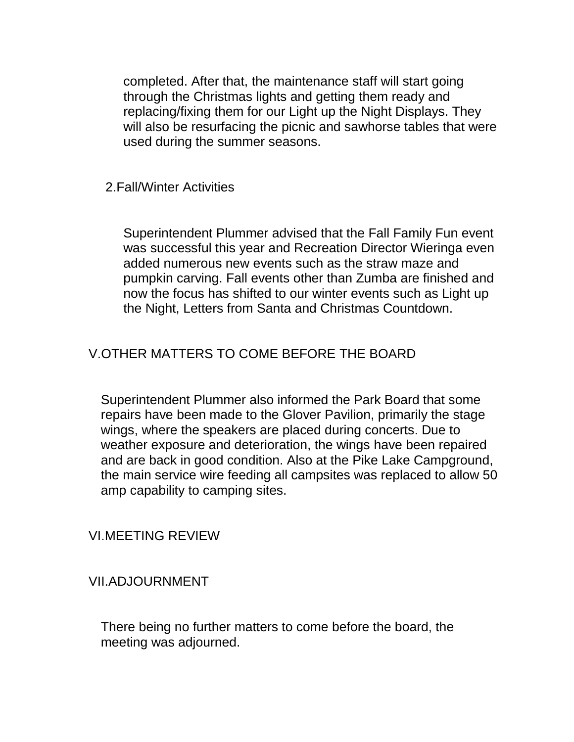completed. After that, the maintenance staff will start going through the Christmas lights and getting them ready and replacing/fixing them for our Light up the Night Displays. They will also be resurfacing the picnic and sawhorse tables that were used during the summer seasons.

2.Fall/Winter Activities

Superintendent Plummer advised that the Fall Family Fun event was successful this year and Recreation Director Wieringa even added numerous new events such as the straw maze and pumpkin carving. Fall events other than Zumba are finished and now the focus has shifted to our winter events such as Light up the Night, Letters from Santa and Christmas Countdown.

V.OTHER MATTERS TO COME BEFORE THE BOARD

Superintendent Plummer also informed the Park Board that some repairs have been made to the Glover Pavilion, primarily the stage wings, where the speakers are placed during concerts. Due to weather exposure and deterioration, the wings have been repaired and are back in good condition. Also at the Pike Lake Campground, the main service wire feeding all campsites was replaced to allow 50 amp capability to camping sites.

VI.MEETING REVIEW

VII.ADJOURNMENT

There being no further matters to come before the board, the meeting was adjourned.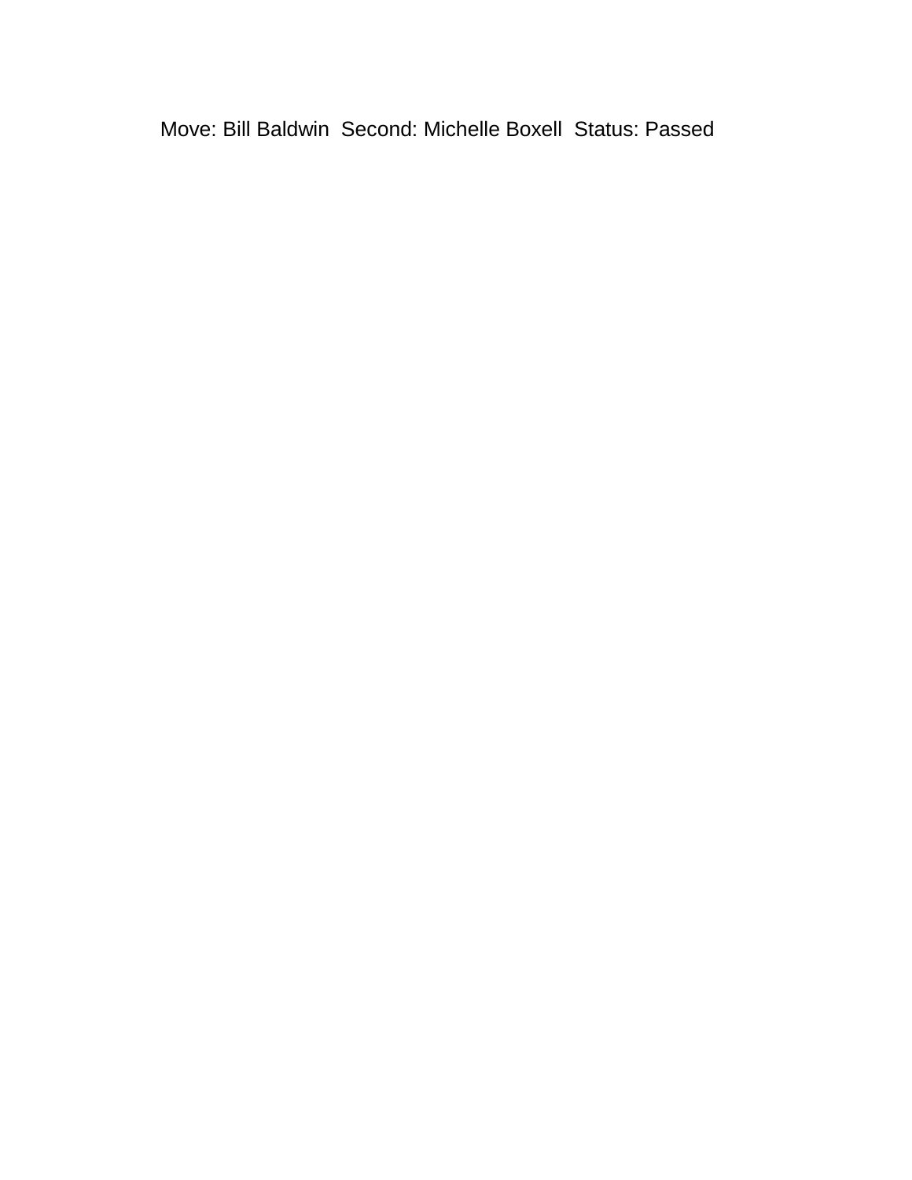Move: Bill Baldwin  Second: Michelle Boxell  Status: Passed